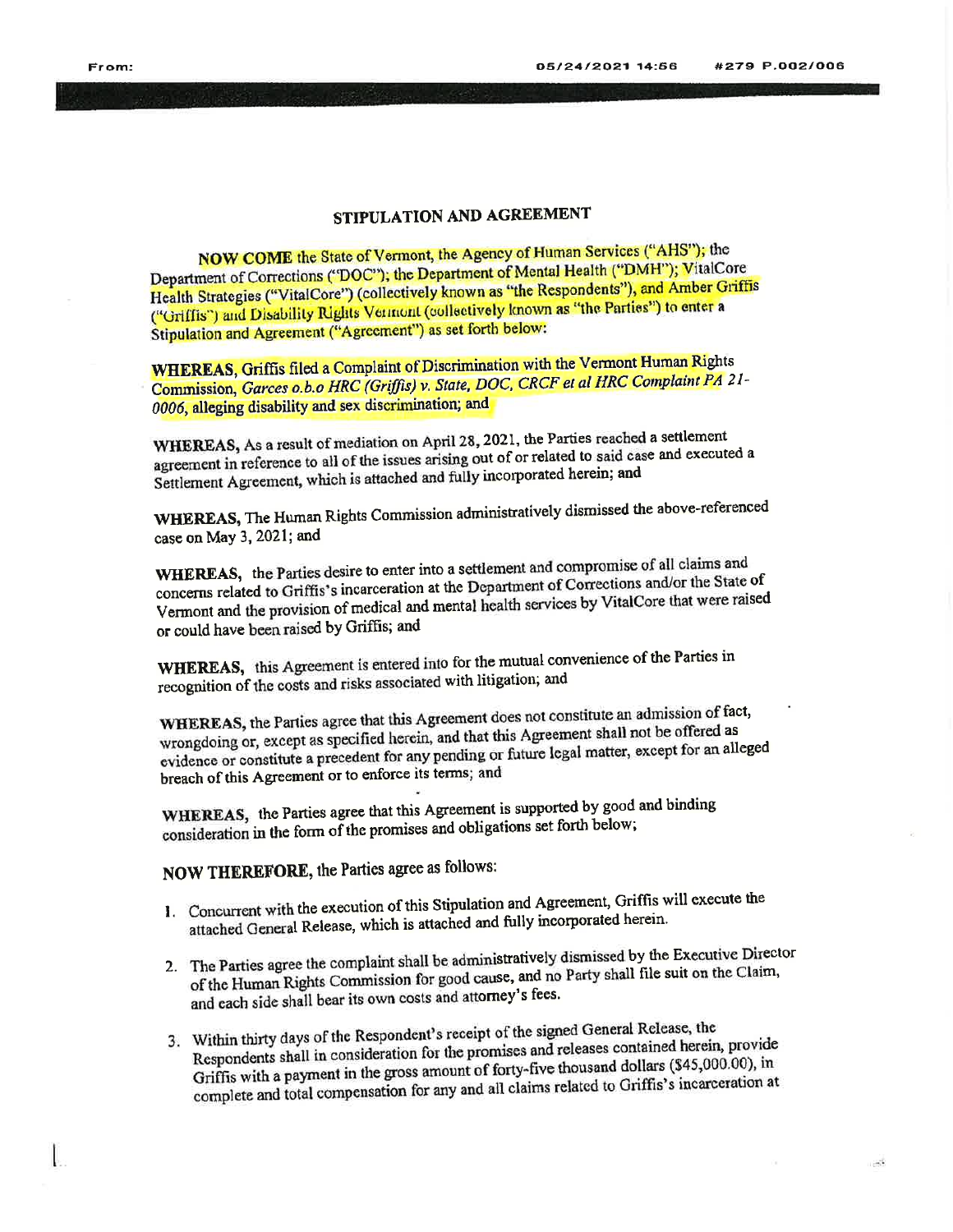## STIPULATION AND AGREEMENT

**NOW COME** the State of Vermont, the Agency of Human Services ("AHS"); the Department of Corrections ("DOC"); the Department of Mental Health ("DMH"); VitalCore Health Strategies ("VitalCore") (collectively known as "the Respondents"), and Amber Griffis ("Griffis") and Disability Rights Vermont (collectively known as "the Parties") to enter a Stipulation and Agreement ("Agreement") as set forth below:

**WHEREAS,** Griffis filed a Complaint of Discrimination with the Vermont Human Rights Commission, *Garces o.b.o HRC (Griffis) v. State, DOC, CRCF et al HRC Complaint PA 21-0006*, alleging disability and sex discrimination; and

**WHEREAS,** As a result of mediation on April 28, 2021, the Parties reached a settlement agreement in reference to all of the issues arising out of or related to said case and executed a Settlement Agreement, which is attached and fully incorporated herein; and

**WHEREAS,** The Human Rights Commission administratively dismissed the above-referenced case on May 3, 2021; and

**WHEREAS,** the Parties desire to enter into a settlement and compromise of all claims and concerns related to Griffis's incarceration at the Department of Corrections and/or the State of Vermont and the provision of medical and mental health services by VitalCore that were raised or could have been raised by Griffis; and

**WHEREAS,** this Agreement is entered into for the mutual convenience of the Parties in recognition of the costs and risks associated with litigation; and

**WHEREAS,** the Parties agree that this Agreement does not constitute an admission of fact, wrongdoing or, except as specified herein, and that this Agreement shall not be offered as evidence or constitute a precedent for any pending or future legal matter, except for an alleged breach of this Agreement or to enforce its terms; and

**WHEREAS,** the Parties agree that this Agreement is supported by good and binding consideration in the form of the promises and obligations set forth below;

**NOW THEREFORE,** the Parties agree as follows:

1. Concurrent with the execution of this Stipulation and Agreement, Griffis will execute the attached General Release, which is attached and fully incorporated herein.

2. The Parties agree the complaint shall be administratively dismissed by the Executive Director of the Human Rights Commission for good cause, and no Party shall file suit on the Claim, and each side shall bear its own costs and attorney's fees.

3. Within thirty days of the Respondent's receipt of the signed General Release, the Respondents shall in consideration for the promises and releases contained herein, provide Griffis with a payment in the gross amount of forty-five thousand dollars ($45,000.00), in complete and total compensation for any and all claims related to Griffis's incarceration at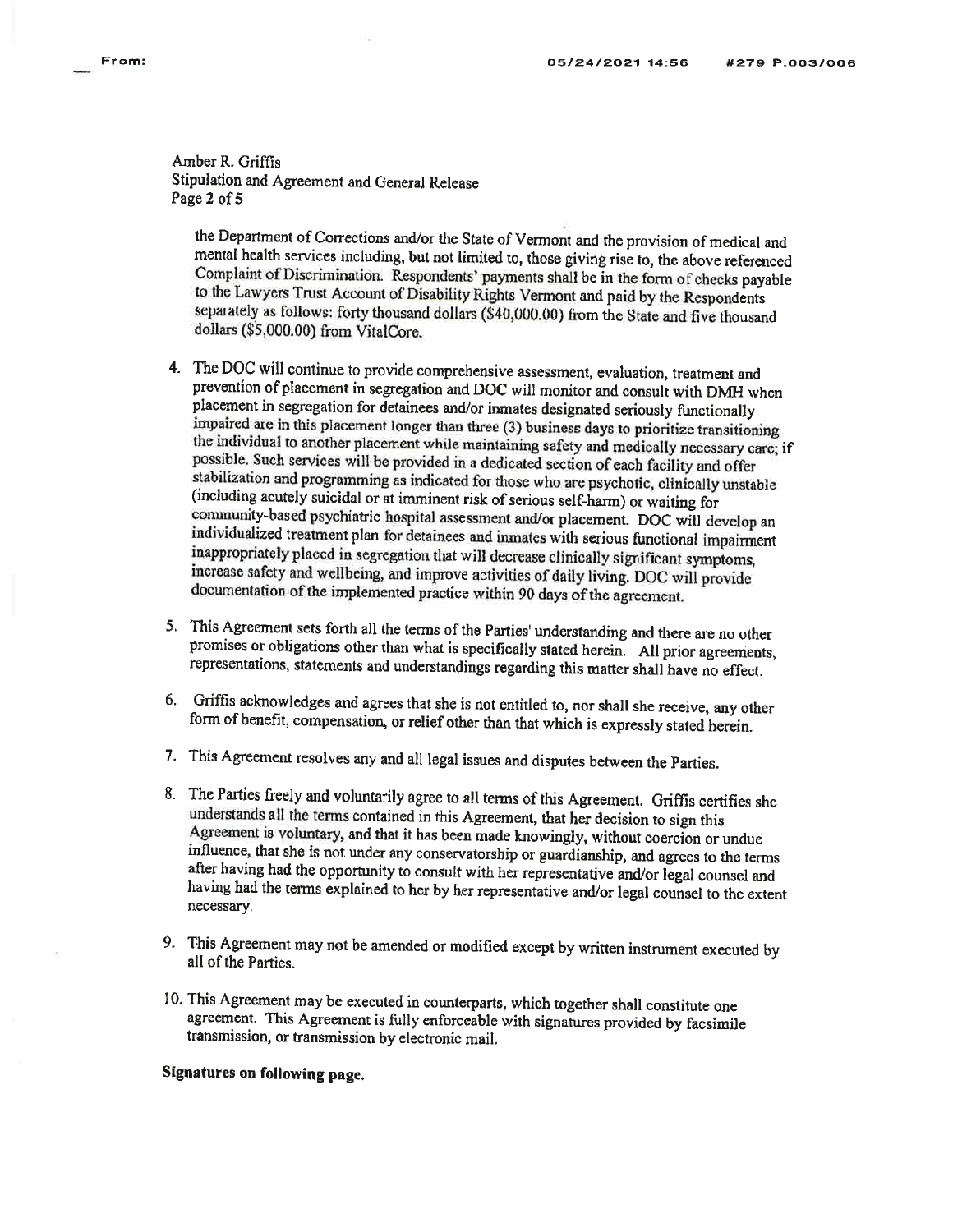the Department of Corrections and/or the State of Vermont and the provision of medical and mental health services including, but not limited to, those giving rise to, the above referenced Complaint of Discrimination. Respondents' payments shall be in the form of checks payable to the Lawyers Trust Account of Disability Rights Vermont and paid by the Respondents separately as follows: forty thousand dollars ($40,000.00) from the State and five thousand dollars ($5,000.00) from VitalCore.

4. The DOC will continue to provide comprehensive assessment, evaluation, treatment and prevention of placement in segregation and DOC will monitor and consult with DMH when placement in segregation for detainees and/or inmates designated seriously functionally impaired are in this placement longer than three (3) business days to prioritize transitioning the individual to another placement while maintaining safety and medically necessary care; if possible. Such services will be provided in a dedicated section of each facility and offer stabilization and programming as indicated for those who are psychotic, clinically unstable (including acutely suicidal or at imminent risk of serious self-harm) or waiting for community-based psychiatric hospital assessment and/or placement. DOC will develop an individualized treatment plan for detainees and inmates with serious functional impairment inappropriately placed in segregation that will decrease clinically significant symptoms, increase safety and wellbeing, and improve activities of daily living. DOC will provide documentation of the implemented practice within 90 days of the agreement.

5. This Agreement sets forth all the terms of the Parties' understanding and there are no other promises or obligations other than what is specifically stated herein. All prior agreements, representations, statements and understandings regarding this matter shall have no effect.

6. Griffis acknowledges and agrees that she is not entitled to, nor shall she receive, any other form of benefit, compensation, or relief other than that which is expressly stated herein.

7. This Agreement resolves any and all legal issues and disputes between the Parties.

8. The Parties freely and voluntarily agree to all terms of this Agreement. Griffis certifies she understands all the terms contained in this Agreement, that her decision to sign this Agreement is voluntary, and that it has been made knowingly, without coercion or undue influence, that she is not under any conservatorship or guardianship, and agrees to the terms after having had the opportunity to consult with her representative and/or legal counsel and having had the terms explained to her by her representative and/or legal counsel to the extent necessary.

9. This Agreement may not be amended or modified except by written instrument executed by all of the Parties.

10. This Agreement may be executed in counterparts, which together shall constitute one agreement. This Agreement is fully enforceable with signatures provided by facsimile transmission, or transmission by electronic mail.

**Signatures on following page.**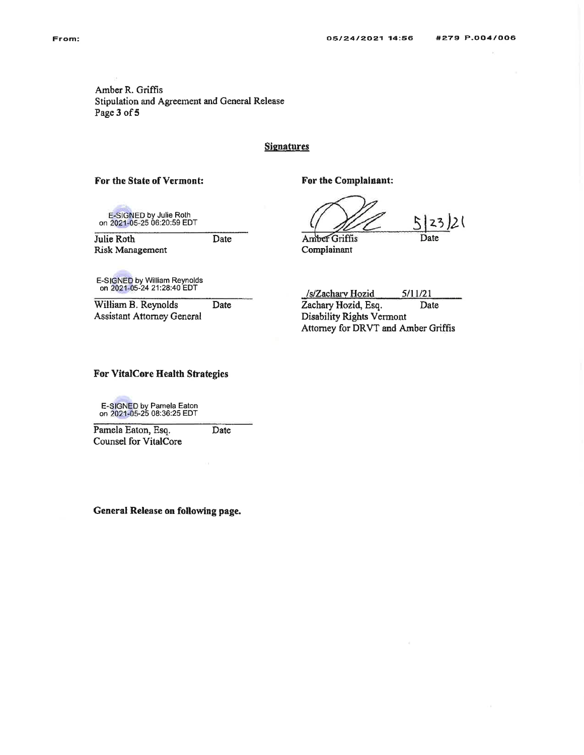## Signatures

**For the State of Vermont:**

E-SIGNED by Julie Roth on 2021-05-25 06:20:59 EDT

Julie Roth                Date
Risk Management

E-SIGNED by William Reynolds on 2021-05-24 21:28:40 EDT

William B. Reynolds                Date
Assistant Attorney General

**For the Complainant:**

5/23/21

Amber Griffis                Date
Complainant

/s/Zachary Hozid        5/11/21

Zachary Hozid, Esq.                Date
Disability Rights Vermont
Attorney for DRVT and Amber Griffis

**For VitalCore Health Strategies**

E-SIGNED by Pamela Eaton on 2021-05-25 08:36:25 EDT

Pamela Eaton, Esq.                Date
Counsel for VitalCore

**General Release on following page.**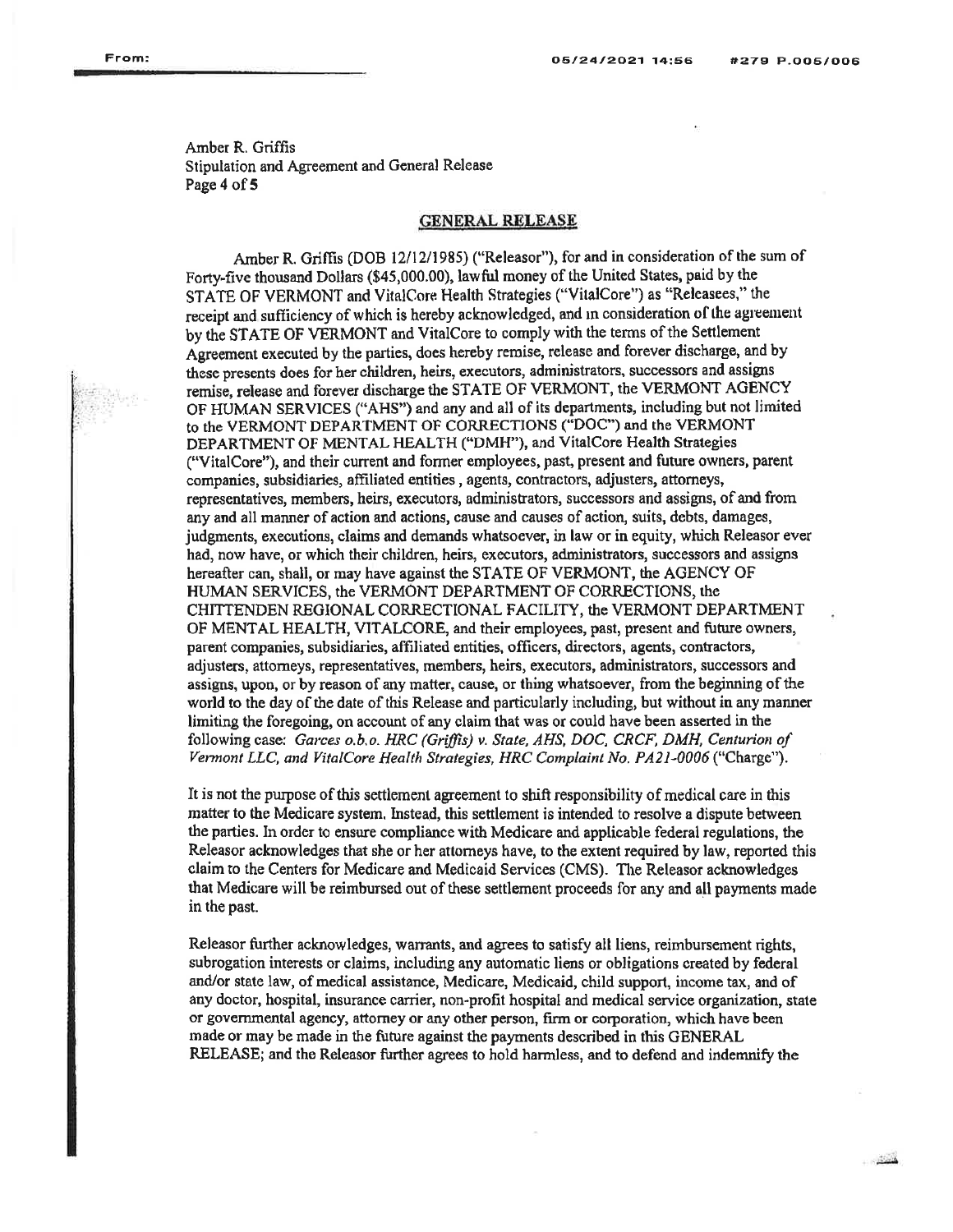## GENERAL RELEASE

Amber R. Griffis (DOB 12/12/1985) ("Releasor"), for and in consideration of the sum of Forty-five thousand Dollars ($45,000.00), lawful money of the United States, paid by the STATE OF VERMONT and VitalCore Health Strategies ("VitalCore") as "Releasees," the receipt and sufficiency of which is hereby acknowledged, and in consideration of the agreement by the STATE OF VERMONT and VitalCore to comply with the terms of the Settlement Agreement executed by the parties, does hereby remise, release and forever discharge, and by these presents does for her children, heirs, executors, administrators, successors and assigns remise, release and forever discharge the STATE OF VERMONT, the VERMONT AGENCY OF HUMAN SERVICES ("AHS") and any and all of its departments, including but not limited to the VERMONT DEPARTMENT OF CORRECTIONS ("DOC") and the VERMONT DEPARTMENT OF MENTAL HEALTH ("DMH"), and VitalCore Health Strategies ("VitalCore"), and their current and former employees, past, present and future owners, parent companies, subsidiaries, affiliated entities , agents, contractors, adjusters, attorneys, representatives, members, heirs, executors, administrators, successors and assigns, of and from any and all manner of action and actions, cause and causes of action, suits, debts, damages, judgments, executions, claims and demands whatsoever, in law or in equity, which Releasor ever had, now have, or which their children, heirs, executors, administrators, successors and assigns hereafter can, shall, or may have against the STATE OF VERMONT, the AGENCY OF HUMAN SERVICES, the VERMONT DEPARTMENT OF CORRECTIONS, the CHITTENDEN REGIONAL CORRECTIONAL FACILITY, the VERMONT DEPARTMENT OF MENTAL HEALTH, VITALCORE, and their employees, past, present and future owners, parent companies, subsidiaries, affiliated entities, officers, directors, agents, contractors, adjusters, attorneys, representatives, members, heirs, executors, administrators, successors and assigns, upon, or by reason of any matter, cause, or thing whatsoever, from the beginning of the world to the day of the date of this Release and particularly including, but without in any manner limiting the foregoing, on account of any claim that was or could have been asserted in the following case: *Garces o.b.o. HRC (Griffis) v. State, AHS, DOC, CRCF, DMH, Centurion of Vermont LLC, and VitalCore Health Strategies, HRC Complaint No. PA21-0006* ("Charge").

It is not the purpose of this settlement agreement to shift responsibility of medical care in this matter to the Medicare system. Instead, this settlement is intended to resolve a dispute between the parties. In order to ensure compliance with Medicare and applicable federal regulations, the Releasor acknowledges that she or her attorneys have, to the extent required by law, reported this claim to the Centers for Medicare and Medicaid Services (CMS). The Releasor acknowledges that Medicare will be reimbursed out of these settlement proceeds for any and all payments made in the past.

Releasor further acknowledges, warrants, and agrees to satisfy all liens, reimbursement rights, subrogation interests or claims, including any automatic liens or obligations created by federal and/or state law, of medical assistance, Medicare, Medicaid, child support, income tax, and of any doctor, hospital, insurance carrier, non-profit hospital and medical service organization, state or governmental agency, attorney or any other person, firm or corporation, which have been made or may be made in the future against the payments described in this GENERAL RELEASE; and the Releasor further agrees to hold harmless, and to defend and indemnify the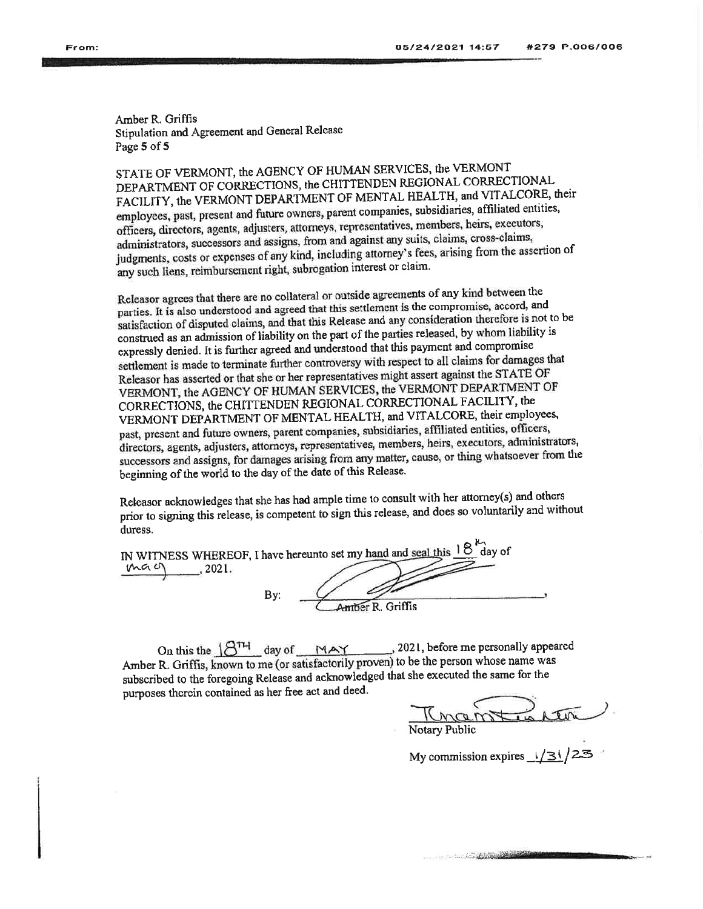STATE OF VERMONT, the AGENCY OF HUMAN SERVICES, the VERMONT DEPARTMENT OF CORRECTIONS, the CHITTENDEN REGIONAL CORRECTIONAL FACILITY, the VERMONT DEPARTMENT OF MENTAL HEALTH, and VITALCORE, their employees, past, present and future owners, parent companies, subsidiaries, affiliated entities, officers, directors, agents, adjusters, attorneys, representatives, members, heirs, executors, administrators, successors and assigns, from and against any suits, claims, cross-claims, judgments, costs or expenses of any kind, including attorney's fees, arising from the assertion of any such liens, reimbursement right, subrogation interest or claim.

Releasor agrees that there are no collateral or outside agreements of any kind between the parties. It is also understood and agreed that this settlement is the compromise, accord, and satisfaction of disputed claims, and that this Release and any consideration therefore is not to be construed as an admission of liability on the part of the parties released, by whom liability is expressly denied. It is further agreed and understood that this payment and compromise settlement is made to terminate further controversy with respect to all claims for damages that Releasor has asserted or that she or her representatives might assert against the STATE OF VERMONT, the AGENCY OF HUMAN SERVICES, the VERMONT DEPARTMENT OF CORRECTIONS, the CHITTENDEN REGIONAL CORRECTIONAL FACILITY, the VERMONT DEPARTMENT OF MENTAL HEALTH, and VITALCORE, their employees, past, present and future owners, parent companies, subsidiaries, affiliated entities, officers, directors, agents, adjusters, attorneys, representatives, members, heirs, executors, administrators, successors and assigns, for damages arising from any matter, cause, or thing whatsoever from the beginning of the world to the day of the date of this Release.

Releasor acknowledges that she has had ample time to consult with her attorney(s) and others prior to signing this release, is competent to sign this release, and does so voluntarily and without duress.

IN WITNESS WHEREOF, I have hereunto set my hand and seal this 18th day of May, 2021.

By: ______________________________,
Amber R. Griffis

On this the 18TH day of MAY, 2021, before me personally appeared Amber R. Griffis, known to me (or satisfactorily proven) to be the person whose name was subscribed to the foregoing Release and acknowledged that she executed the same for the purposes therein contained as her free act and deed.

______________________________
Notary Public

My commission expires 1/31/23